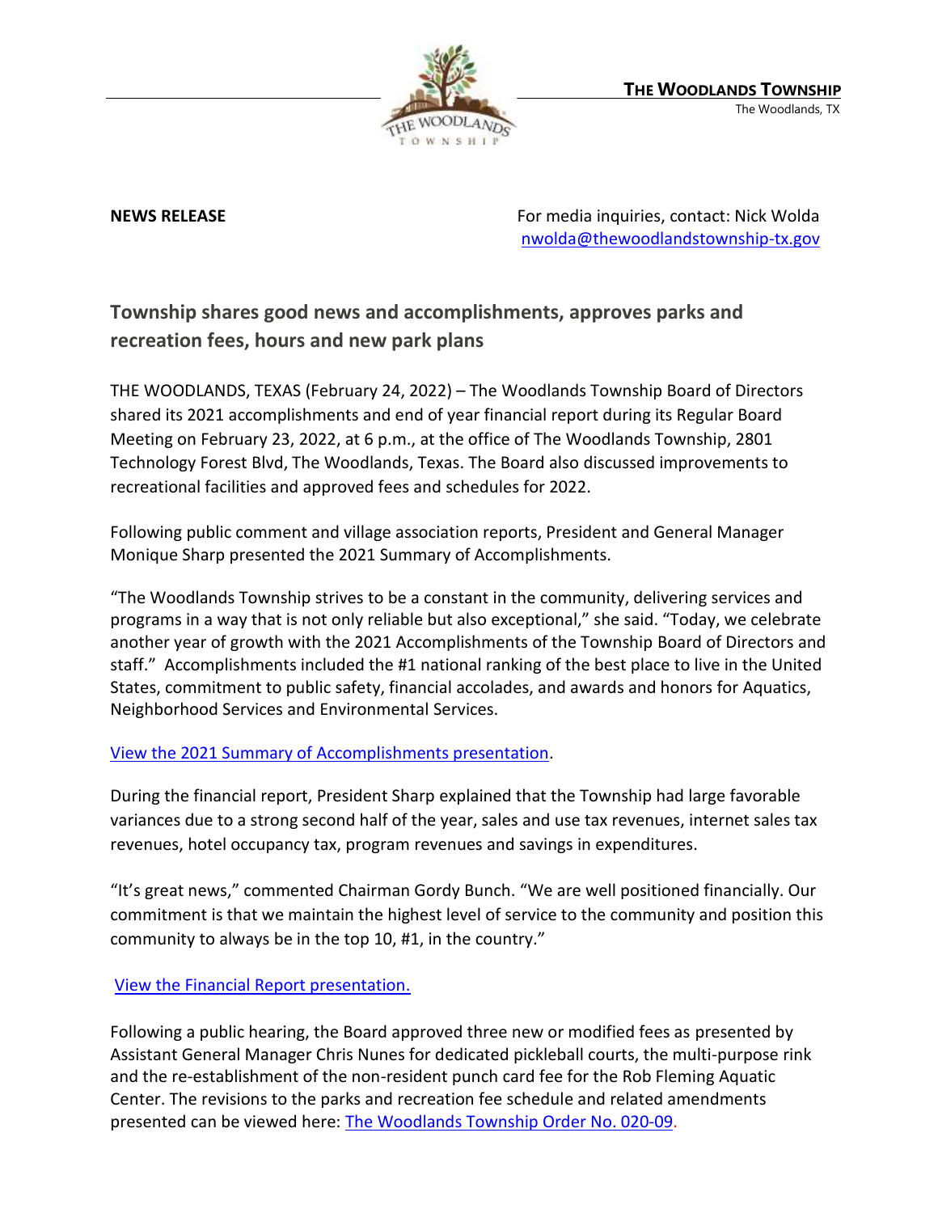**THE WOODLANDS TOWNSHIP**
The Woodlands, TX

**NEWS RELEASE**

For media inquiries, contact: Nick Wolda
[nwolda@thewoodlandstownship-tx.gov](mailto:nwolda@thewoodlandstownship-tx.gov)

## Township shares good news and accomplishments, approves parks and recreation fees, hours and new park plans

THE WOODLANDS, TEXAS (February 24, 2022) – The Woodlands Township Board of Directors shared its 2021 accomplishments and end of year financial report during its Regular Board Meeting on February 23, 2022, at 6 p.m., at the office of The Woodlands Township, 2801 Technology Forest Blvd, The Woodlands, Texas. The Board also discussed improvements to recreational facilities and approved fees and schedules for 2022.

Following public comment and village association reports, President and General Manager Monique Sharp presented the 2021 Summary of Accomplishments.

"The Woodlands Township strives to be a constant in the community, delivering services and programs in a way that is not only reliable but also exceptional," she said. "Today, we celebrate another year of growth with the 2021 Accomplishments of the Township Board of Directors and staff." Accomplishments included the #1 national ranking of the best place to live in the United States, commitment to public safety, financial accolades, and awards and honors for Aquatics, Neighborhood Services and Environmental Services.

View the 2021 Summary of Accomplishments presentation.

During the financial report, President Sharp explained that the Township had large favorable variances due to a strong second half of the year, sales and use tax revenues, internet sales tax revenues, hotel occupancy tax, program revenues and savings in expenditures.

"It's great news," commented Chairman Gordy Bunch. "We are well positioned financially. Our commitment is that we maintain the highest level of service to the community and position this community to always be in the top 10, #1, in the country."

View the Financial Report presentation.

Following a public hearing, the Board approved three new or modified fees as presented by Assistant General Manager Chris Nunes for dedicated pickleball courts, the multi-purpose rink and the re-establishment of the non-resident punch card fee for the Rob Fleming Aquatic Center. The revisions to the parks and recreation fee schedule and related amendments presented can be viewed here: The Woodlands Township Order No. 020-09.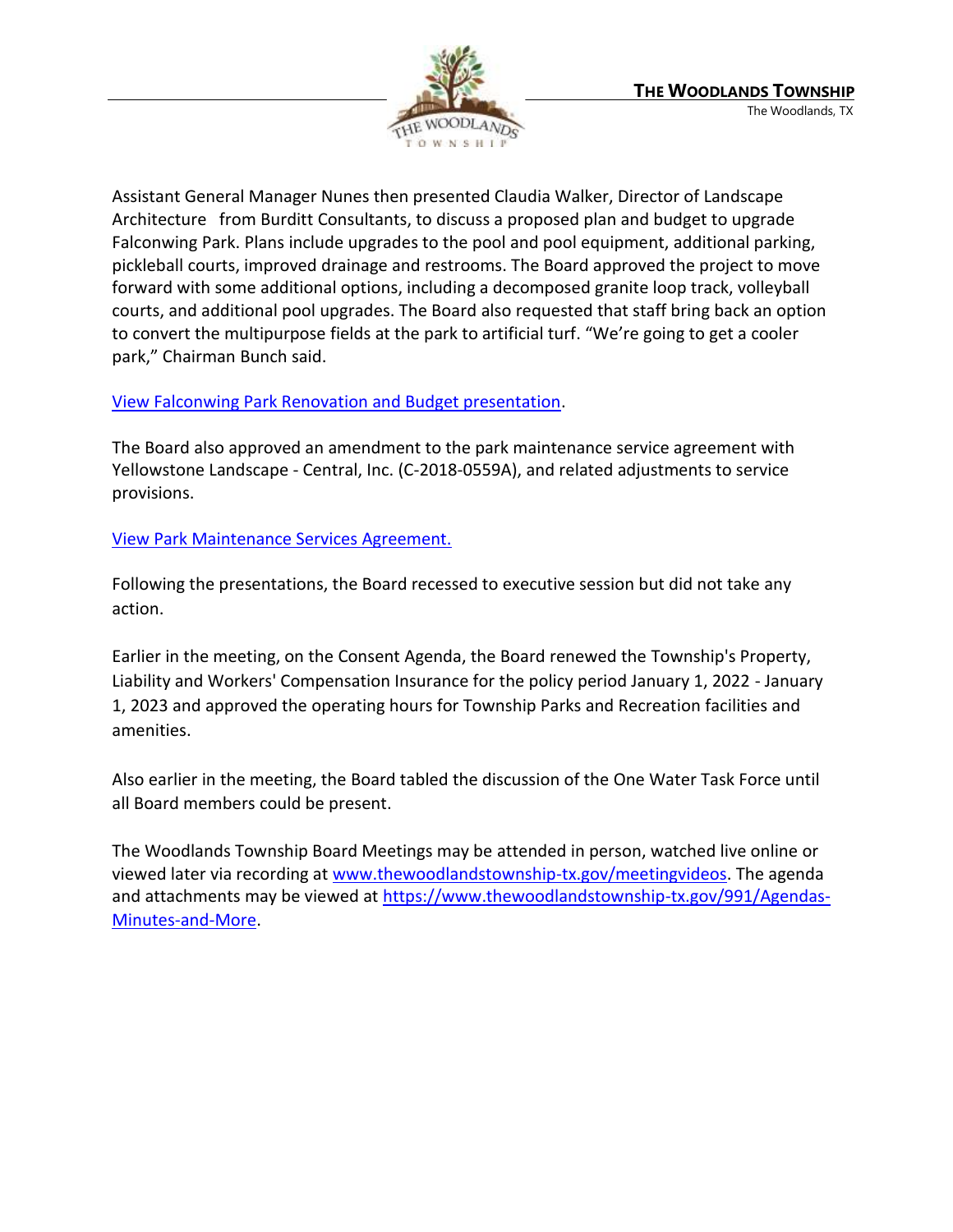Assistant General Manager Nunes then presented Claudia Walker, Director of Landscape Architecture from Burditt Consultants, to discuss a proposed plan and budget to upgrade Falconwing Park. Plans include upgrades to the pool and pool equipment, additional parking, pickleball courts, improved drainage and restrooms. The Board approved the project to move forward with some additional options, including a decomposed granite loop track, volleyball courts, and additional pool upgrades. The Board also requested that staff bring back an option to convert the multipurpose fields at the park to artificial turf. "We're going to get a cooler park," Chairman Bunch said.

View Falconwing Park Renovation and Budget presentation.

The Board also approved an amendment to the park maintenance service agreement with Yellowstone Landscape - Central, Inc. (C-2018-0559A), and related adjustments to service provisions.

View Park Maintenance Services Agreement.

Following the presentations, the Board recessed to executive session but did not take any action.

Earlier in the meeting, on the Consent Agenda, the Board renewed the Township's Property, Liability and Workers' Compensation Insurance for the policy period January 1, 2022 - January 1, 2023 and approved the operating hours for Township Parks and Recreation facilities and amenities.

Also earlier in the meeting, the Board tabled the discussion of the One Water Task Force until all Board members could be present.

The Woodlands Township Board Meetings may be attended in person, watched live online or viewed later via recording at www.thewoodlandstownship-tx.gov/meetingvideos. The agenda and attachments may be viewed at https://www.thewoodlandstownship-tx.gov/991/Agendas-Minutes-and-More.